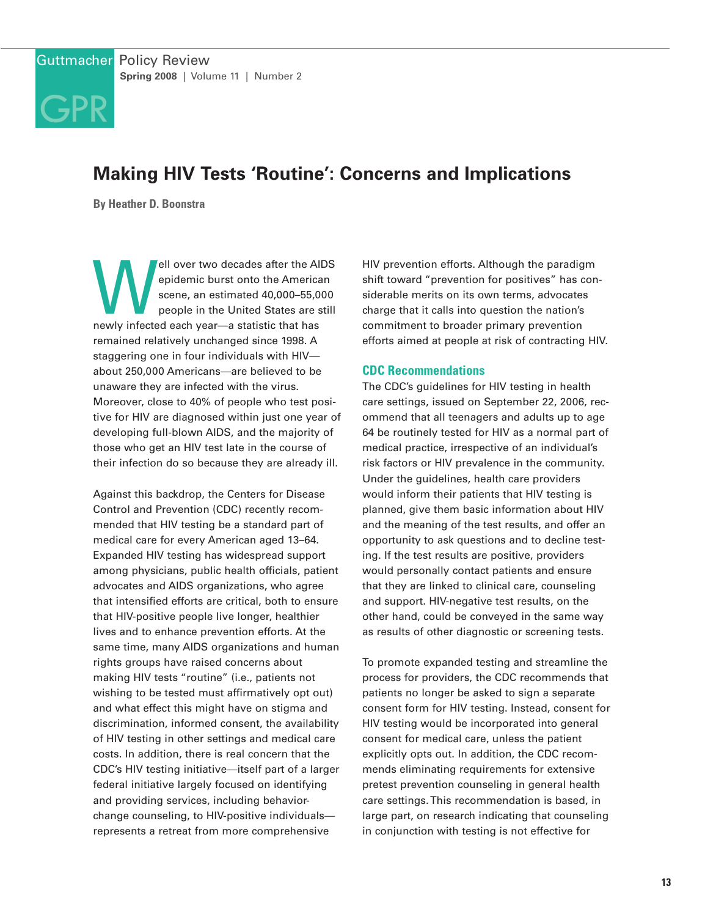# Making HIV Tests 'Routine': Concerns and Implications

**By Heather D. Boonstra**

Well over two decades after the AIDS epidemic burst onto the American scene, an estimated 40,000–55,000 people in the United States are still newly infected each year—a statistic that has remained relatively unchanged since 1998. A staggering one in four individuals with HIV—about 250,000 Americans—are believed to be unaware they are infected with the virus. Moreover, close to 40% of people who test positive for HIV are diagnosed within just one year of developing full-blown AIDS, and the majority of those who get an HIV test late in the course of their infection do so because they are already ill.

Against this backdrop, the Centers for Disease Control and Prevention (CDC) recently recommended that HIV testing be a standard part of medical care for every American aged 13–64. Expanded HIV testing has widespread support among physicians, public health officials, patient advocates and AIDS organizations, who agree that intensified efforts are critical, both to ensure that HIV-positive people live longer, healthier lives and to enhance prevention efforts. At the same time, many AIDS organizations and human rights groups have raised concerns about making HIV tests "routine" (i.e., patients not wishing to be tested must affirmatively opt out) and what effect this might have on stigma and discrimination, informed consent, the availability of HIV testing in other settings and medical care costs. In addition, there is real concern that the CDC's HIV testing initiative—itself part of a larger federal initiative largely focused on identifying and providing services, including behavior-change counseling, to HIV-positive individuals—represents a retreat from more comprehensive HIV prevention efforts. Although the paradigm shift toward "prevention for positives" has considerable merits on its own terms, advocates charge that it calls into question the nation's commitment to broader primary prevention efforts aimed at people at risk of contracting HIV.

## CDC Recommendations

The CDC's guidelines for HIV testing in health care settings, issued on September 22, 2006, recommend that all teenagers and adults up to age 64 be routinely tested for HIV as a normal part of medical practice, irrespective of an individual's risk factors or HIV prevalence in the community. Under the guidelines, health care providers would inform their patients that HIV testing is planned, give them basic information about HIV and the meaning of the test results, and offer an opportunity to ask questions and to decline testing. If the test results are positive, providers would personally contact patients and ensure that they are linked to clinical care, counseling and support. HIV-negative test results, on the other hand, could be conveyed in the same way as results of other diagnostic or screening tests.

To promote expanded testing and streamline the process for providers, the CDC recommends that patients no longer be asked to sign a separate consent form for HIV testing. Instead, consent for HIV testing would be incorporated into general consent for medical care, unless the patient explicitly opts out. In addition, the CDC recommends eliminating requirements for extensive pretest prevention counseling in general health care settings. This recommendation is based, in large part, on research indicating that counseling in conjunction with testing is not effective for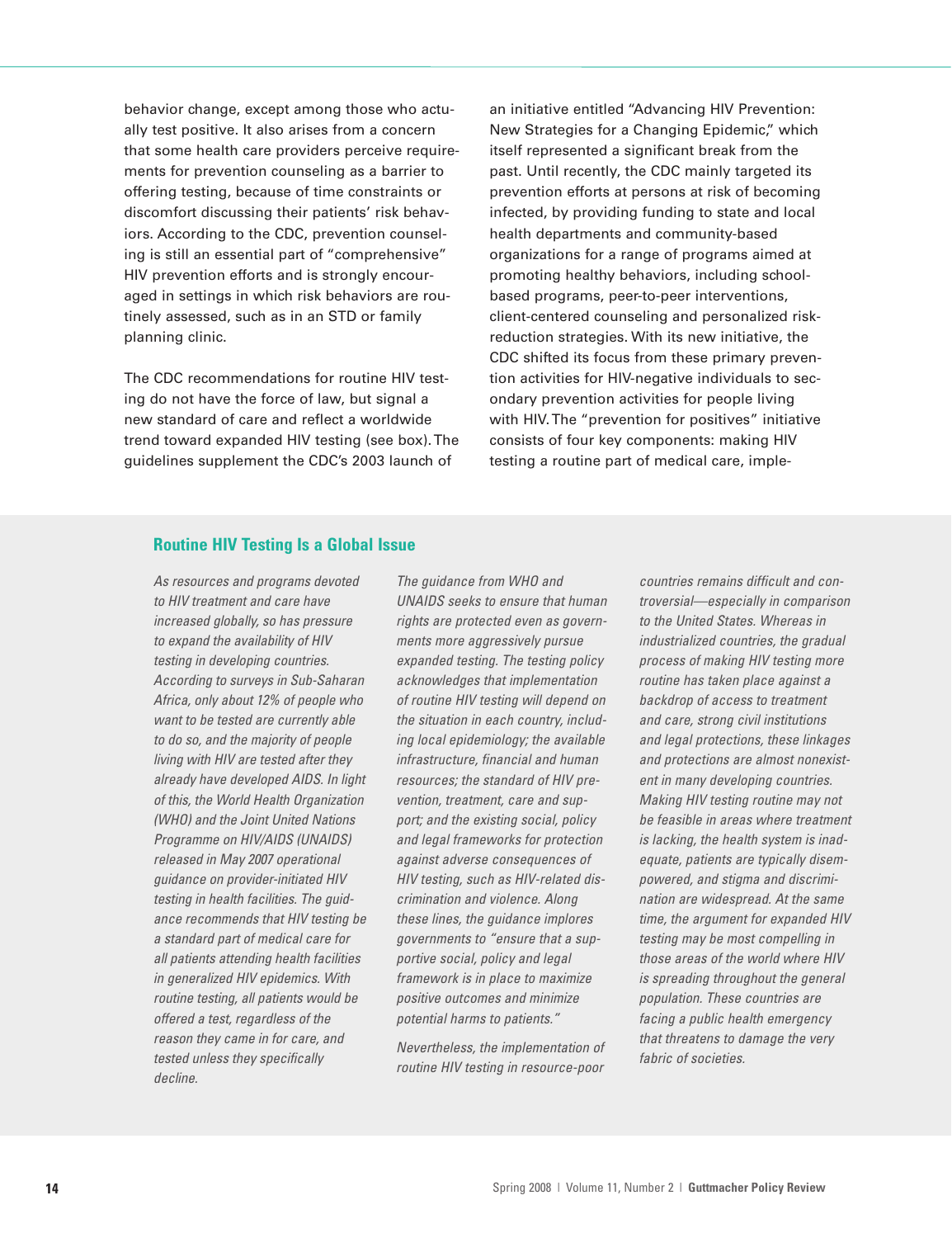behavior change, except among those who actually test positive. It also arises from a concern that some health care providers perceive requirements for prevention counseling as a barrier to offering testing, because of time constraints or discomfort discussing their patients' risk behaviors. According to the CDC, prevention counseling is still an essential part of "comprehensive" HIV prevention efforts and is strongly encouraged in settings in which risk behaviors are routinely assessed, such as in an STD or family planning clinic.

The CDC recommendations for routine HIV testing do not have the force of law, but signal a new standard of care and reflect a worldwide trend toward expanded HIV testing (see box). The guidelines supplement the CDC's 2003 launch of an initiative entitled "Advancing HIV Prevention: New Strategies for a Changing Epidemic," which itself represented a significant break from the past. Until recently, the CDC mainly targeted its prevention efforts at persons at risk of becoming infected, by providing funding to state and local health departments and community-based organizations for a range of programs aimed at promoting healthy behaviors, including school-based programs, peer-to-peer interventions, client-centered counseling and personalized risk-reduction strategies. With its new initiative, the CDC shifted its focus from these primary prevention activities for HIV-negative individuals to secondary prevention activities for people living with HIV. The "prevention for positives" initiative consists of four key components: making HIV testing a routine part of medical care, imple-

## Routine HIV Testing Is a Global Issue

*As resources and programs devoted to HIV treatment and care have increased globally, so has pressure to expand the availability of HIV testing in developing countries. According to surveys in Sub-Saharan Africa, only about 12% of people who want to be tested are currently able to do so, and the majority of people living with HIV are tested after they already have developed AIDS. In light of this, the World Health Organization (WHO) and the Joint United Nations Programme on HIV/AIDS (UNAIDS) released in May 2007 operational guidance on provider-initiated HIV testing in health facilities. The guidance recommends that HIV testing be a standard part of medical care for all patients attending health facilities in generalized HIV epidemics. With routine testing, all patients would be offered a test, regardless of the reason they came in for care, and tested unless they specifically decline.*

*The guidance from WHO and UNAIDS seeks to ensure that human rights are protected even as governments more aggressively pursue expanded testing. The testing policy acknowledges that implementation of routine HIV testing will depend on the situation in each country, including local epidemiology; the available infrastructure, financial and human resources; the standard of HIV prevention, treatment, care and support; and the existing social, policy and legal frameworks for protection against adverse consequences of HIV testing, such as HIV-related discrimination and violence. Along these lines, the guidance implores governments to "ensure that a supportive social, policy and legal framework is in place to maximize positive outcomes and minimize potential harms to patients."*

*Nevertheless, the implementation of routine HIV testing in resource-poor countries remains difficult and controversial—especially in comparison to the United States. Whereas in industrialized countries, the gradual process of making HIV testing more routine has taken place against a backdrop of access to treatment and care, strong civil institutions and legal protections, these linkages and protections are almost nonexistent in many developing countries. Making HIV testing routine may not be feasible in areas where treatment is lacking, the health system is inadequate, patients are typically disempowered, and stigma and discrimination are widespread. At the same time, the argument for expanded HIV testing may be most compelling in those areas of the world where HIV is spreading throughout the general population. These countries are facing a public health emergency that threatens to damage the very fabric of societies.*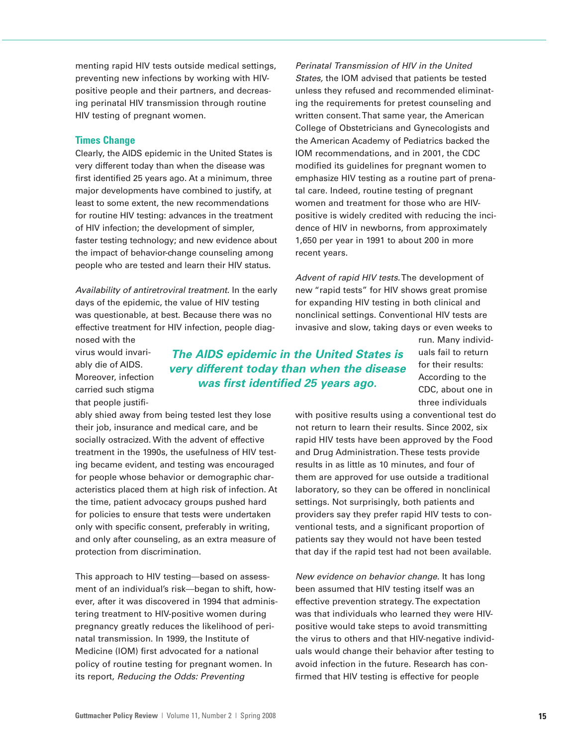menting rapid HIV tests outside medical settings, preventing new infections by working with HIV-positive people and their partners, and decreasing perinatal HIV transmission through routine HIV testing of pregnant women.

### Times Change

Clearly, the AIDS epidemic in the United States is very different today than when the disease was first identified 25 years ago. At a minimum, three major developments have combined to justify, at least to some extent, the new recommendations for routine HIV testing: advances in the treatment of HIV infection; the development of simpler, faster testing technology; and new evidence about the impact of behavior-change counseling among people who are tested and learn their HIV status.

*Availability of antiretroviral treatment.* In the early days of the epidemic, the value of HIV testing was questionable, at best. Because there was no effective treatment for HIV infection, people diagnosed with the virus would invariably die of AIDS. Moreover, infection carried such stigma that people justifiably shied away from being tested lest they lose their job, insurance and medical care, and be socially ostracized. With the advent of effective treatment in the 1990s, the usefulness of HIV testing became evident, and testing was encouraged for people whose behavior or demographic characteristics placed them at high risk of infection. At the time, patient advocacy groups pushed hard for policies to ensure that tests were undertaken only with specific consent, preferably in writing, and only after counseling, as an extra measure of protection from discrimination.

**The AIDS epidemic in the United States is very different today than when the disease was first identified 25 years ago.**

This approach to HIV testing—based on assessment of an individual's risk—began to shift, however, after it was discovered in 1994 that administering treatment to HIV-positive women during pregnancy greatly reduces the likelihood of perinatal transmission. In 1999, the Institute of Medicine (IOM) first advocated for a national policy of routine testing for pregnant women. In its report, *Reducing the Odds: Preventing Perinatal Transmission of HIV in the United States,* the IOM advised that patients be tested unless they refused and recommended eliminating the requirements for pretest counseling and written consent. That same year, the American College of Obstetricians and Gynecologists and the American Academy of Pediatrics backed the IOM recommendations, and in 2001, the CDC modified its guidelines for pregnant women to emphasize HIV testing as a routine part of prenatal care. Indeed, routine testing of pregnant women and treatment for those who are HIV-positive is widely credited with reducing the incidence of HIV in newborns, from approximately 1,650 per year in 1991 to about 200 in more recent years.

*Advent of rapid HIV tests.* The development of new "rapid tests" for HIV shows great promise for expanding HIV testing in both clinical and nonclinical settings. Conventional HIV tests are invasive and slow, taking days or even weeks to run. Many individuals fail to return for their results: According to the CDC, about one in three individuals with positive results using a conventional test do not return to learn their results. Since 2002, six rapid HIV tests have been approved by the Food and Drug Administration. These tests provide results in as little as 10 minutes, and four of them are approved for use outside a traditional laboratory, so they can be offered in nonclinical settings. Not surprisingly, both patients and providers say they prefer rapid HIV tests to conventional tests, and a significant proportion of patients say they would not have been tested that day if the rapid test had not been available.

*New evidence on behavior change.* It has long been assumed that HIV testing itself was an effective prevention strategy. The expectation was that individuals who learned they were HIV-positive would take steps to avoid transmitting the virus to others and that HIV-negative individuals would change their behavior after testing to avoid infection in the future. Research has confirmed that HIV testing is effective for people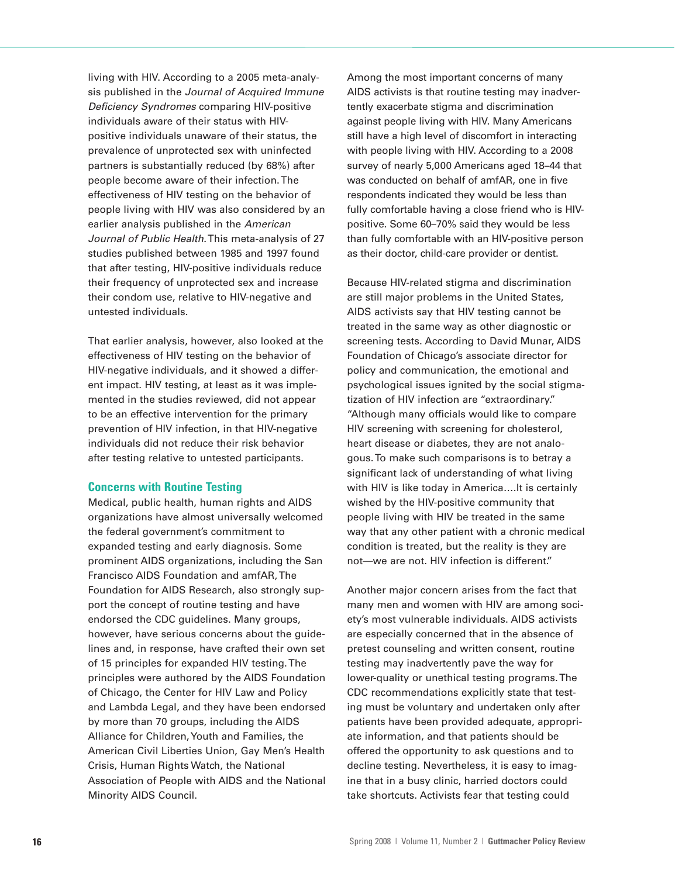living with HIV. According to a 2005 meta-analysis published in the *Journal of Acquired Immune Deficiency Syndromes* comparing HIV-positive individuals aware of their status with HIV-positive individuals unaware of their status, the prevalence of unprotected sex with uninfected partners is substantially reduced (by 68%) after people become aware of their infection. The effectiveness of HIV testing on the behavior of people living with HIV was also considered by an earlier analysis published in the *American Journal of Public Health*. This meta-analysis of 27 studies published between 1985 and 1997 found that after testing, HIV-positive individuals reduce their frequency of unprotected sex and increase their condom use, relative to HIV-negative and untested individuals.

That earlier analysis, however, also looked at the effectiveness of HIV testing on the behavior of HIV-negative individuals, and it showed a different impact. HIV testing, at least as it was implemented in the studies reviewed, did not appear to be an effective intervention for the primary prevention of HIV infection, in that HIV-negative individuals did not reduce their risk behavior after testing relative to untested participants.

## Concerns with Routine Testing

Medical, public health, human rights and AIDS organizations have almost universally welcomed the federal government's commitment to expanded testing and early diagnosis. Some prominent AIDS organizations, including the San Francisco AIDS Foundation and amfAR, The Foundation for AIDS Research, also strongly support the concept of routine testing and have endorsed the CDC guidelines. Many groups, however, have serious concerns about the guidelines and, in response, have crafted their own set of 15 principles for expanded HIV testing. The principles were authored by the AIDS Foundation of Chicago, the Center for HIV Law and Policy and Lambda Legal, and they have been endorsed by more than 70 groups, including the AIDS Alliance for Children, Youth and Families, the American Civil Liberties Union, Gay Men's Health Crisis, Human Rights Watch, the National Association of People with AIDS and the National Minority AIDS Council.

Among the most important concerns of many AIDS activists is that routine testing may inadvertently exacerbate stigma and discrimination against people living with HIV. Many Americans still have a high level of discomfort in interacting with people living with HIV. According to a 2008 survey of nearly 5,000 Americans aged 18–44 that was conducted on behalf of amfAR, one in five respondents indicated they would be less than fully comfortable having a close friend who is HIV-positive. Some 60–70% said they would be less than fully comfortable with an HIV-positive person as their doctor, child-care provider or dentist.

Because HIV-related stigma and discrimination are still major problems in the United States, AIDS activists say that HIV testing cannot be treated in the same way as other diagnostic or screening tests. According to David Munar, AIDS Foundation of Chicago's associate director for policy and communication, the emotional and psychological issues ignited by the social stigmatization of HIV infection are "extraordinary." "Although many officials would like to compare HIV screening with screening for cholesterol, heart disease or diabetes, they are not analogous. To make such comparisons is to betray a significant lack of understanding of what living with HIV is like today in America....It is certainly wished by the HIV-positive community that people living with HIV be treated in the same way that any other patient with a chronic medical condition is treated, but the reality is they are not—we are not. HIV infection is different."

Another major concern arises from the fact that many men and women with HIV are among society's most vulnerable individuals. AIDS activists are especially concerned that in the absence of pretest counseling and written consent, routine testing may inadvertently pave the way for lower-quality or unethical testing programs. The CDC recommendations explicitly state that testing must be voluntary and undertaken only after patients have been provided adequate, appropriate information, and that patients should be offered the opportunity to ask questions and to decline testing. Nevertheless, it is easy to imagine that in a busy clinic, harried doctors could take shortcuts. Activists fear that testing could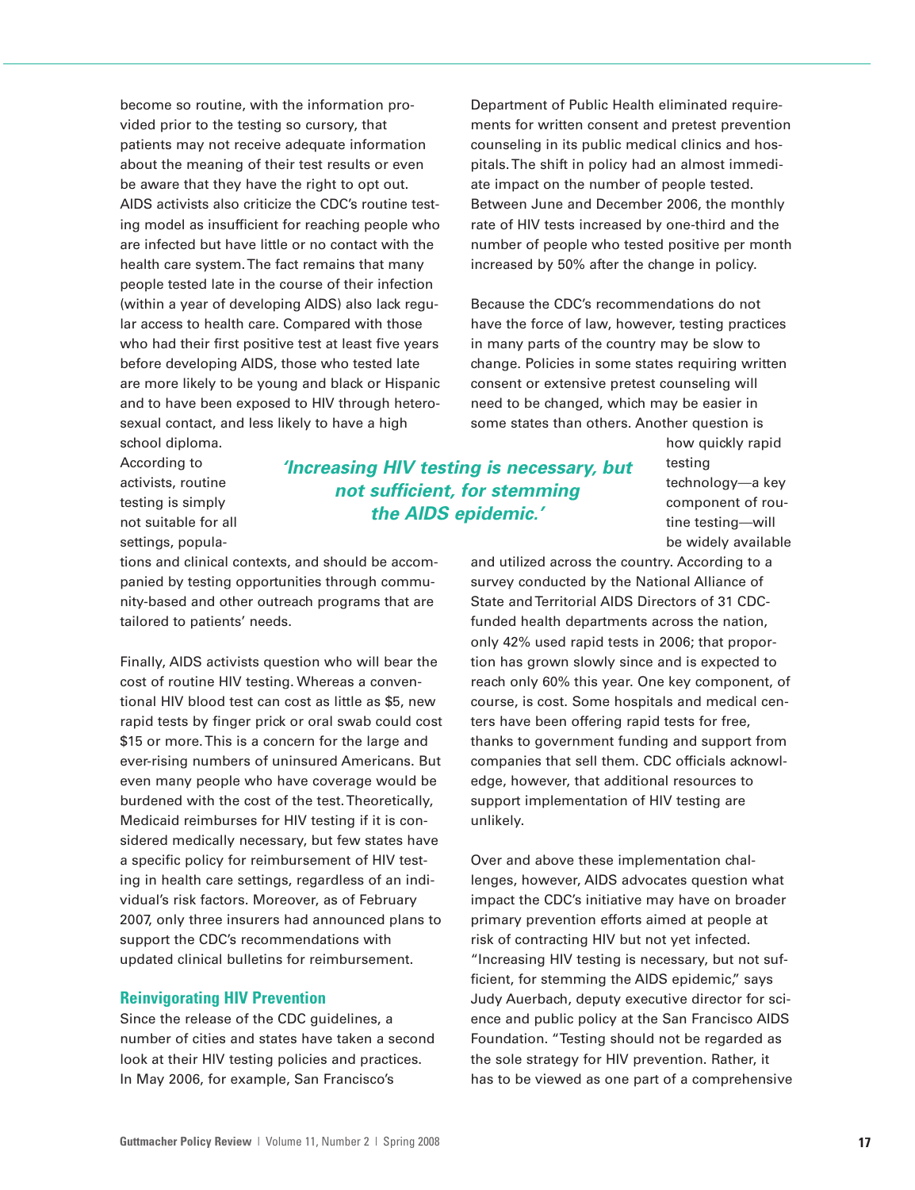become so routine, with the information provided prior to the testing so cursory, that patients may not receive adequate information about the meaning of their test results or even be aware that they have the right to opt out. AIDS activists also criticize the CDC's routine testing model as insufficient for reaching people who are infected but have little or no contact with the health care system. The fact remains that many people tested late in the course of their infection (within a year of developing AIDS) also lack regular access to health care. Compared with those who had their first positive test at least five years before developing AIDS, those who tested late are more likely to be young and black or Hispanic and to have been exposed to HIV through heterosexual contact, and less likely to have a high school diploma. According to activists, routine testing is simply not suitable for all settings, populations and clinical contexts, and should be accompanied by testing opportunities through community-based and other outreach programs that are tailored to patients' needs.

Finally, AIDS activists question who will bear the cost of routine HIV testing. Whereas a conventional HIV blood test can cost as little as $5, new rapid tests by finger prick or oral swab could cost $15 or more. This is a concern for the large and ever-rising numbers of uninsured Americans. But even many people who have coverage would be burdened with the cost of the test. Theoretically, Medicaid reimburses for HIV testing if it is considered medically necessary, but few states have a specific policy for reimbursement of HIV testing in health care settings, regardless of an individual's risk factors. Moreover, as of February 2007, only three insurers had announced plans to support the CDC's recommendations with updated clinical bulletins for reimbursement.

## Reinvigorating HIV Prevention

Since the release of the CDC guidelines, a number of cities and states have taken a second look at their HIV testing policies and practices. In May 2006, for example, San Francisco's Department of Public Health eliminated requirements for written consent and pretest prevention counseling in its public medical clinics and hospitals. The shift in policy had an almost immediate impact on the number of people tested. Between June and December 2006, the monthly rate of HIV tests increased by one-third and the number of people who tested positive per month increased by 50% after the change in policy.

Because the CDC's recommendations do not have the force of law, however, testing practices in many parts of the country may be slow to change. Policies in some states requiring written consent or extensive pretest counseling will need to be changed, which may be easier in some states than others. Another question is how quickly rapid testing technology—a key component of routine testing—will be widely available and utilized across the country. According to a survey conducted by the National Alliance of State and Territorial AIDS Directors of 31 CDC-funded health departments across the nation, only 42% used rapid tests in 2006; that proportion has grown slowly since and is expected to reach only 60% this year. One key component, of course, is cost. Some hospitals and medical centers have been offering rapid tests for free, thanks to government funding and support from companies that sell them. CDC officials acknowledge, however, that additional resources to support implementation of HIV testing are unlikely.

*'Increasing HIV testing is necessary, but not sufficient, for stemming the AIDS epidemic.'*

Over and above these implementation challenges, however, AIDS advocates question what impact the CDC's initiative may have on broader primary prevention efforts aimed at people at risk of contracting HIV but not yet infected. "Increasing HIV testing is necessary, but not sufficient, for stemming the AIDS epidemic," says Judy Auerbach, deputy executive director for science and public policy at the San Francisco AIDS Foundation. "Testing should not be regarded as the sole strategy for HIV prevention. Rather, it has to be viewed as one part of a comprehensive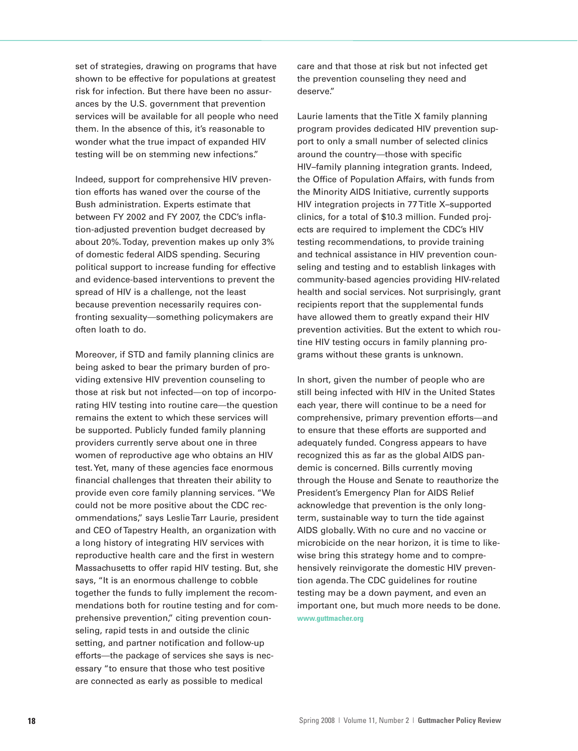set of strategies, drawing on programs that have shown to be effective for populations at greatest risk for infection. But there have been no assurances by the U.S. government that prevention services will be available for all people who need them. In the absence of this, it's reasonable to wonder what the true impact of expanded HIV testing will be on stemming new infections."

Indeed, support for comprehensive HIV prevention efforts has waned over the course of the Bush administration. Experts estimate that between FY 2002 and FY 2007, the CDC's inflation-adjusted prevention budget decreased by about 20%. Today, prevention makes up only 3% of domestic federal AIDS spending. Securing political support to increase funding for effective and evidence-based interventions to prevent the spread of HIV is a challenge, not the least because prevention necessarily requires confronting sexuality—something policymakers are often loath to do.

Moreover, if STD and family planning clinics are being asked to bear the primary burden of providing extensive HIV prevention counseling to those at risk but not infected—on top of incorporating HIV testing into routine care—the question remains the extent to which these services will be supported. Publicly funded family planning providers currently serve about one in three women of reproductive age who obtains an HIV test. Yet, many of these agencies face enormous financial challenges that threaten their ability to provide even core family planning services. "We could not be more positive about the CDC recommendations," says Leslie Tarr Laurie, president and CEO of Tapestry Health, an organization with a long history of integrating HIV services with reproductive health care and the first in western Massachusetts to offer rapid HIV testing. But, she says, "It is an enormous challenge to cobble together the funds to fully implement the recommendations both for routine testing and for comprehensive prevention," citing prevention counseling, rapid tests in and outside the clinic setting, and partner notification and follow-up efforts—the package of services she says is necessary "to ensure that those who test positive are connected as early as possible to medical care and that those at risk but not infected get the prevention counseling they need and deserve."

Laurie laments that the Title X family planning program provides dedicated HIV prevention support to only a small number of selected clinics around the country—those with specific HIV–family planning integration grants. Indeed, the Office of Population Affairs, with funds from the Minority AIDS Initiative, currently supports HIV integration projects in 77 Title X–supported clinics, for a total of $10.3 million. Funded projects are required to implement the CDC's HIV testing recommendations, to provide training and technical assistance in HIV prevention counseling and testing and to establish linkages with community-based agencies providing HIV-related health and social services. Not surprisingly, grant recipients report that the supplemental funds have allowed them to greatly expand their HIV prevention activities. But the extent to which routine HIV testing occurs in family planning programs without these grants is unknown.

In short, given the number of people who are still being infected with HIV in the United States each year, there will continue to be a need for comprehensive, primary prevention efforts—and to ensure that these efforts are supported and adequately funded. Congress appears to have recognized this as far as the global AIDS pandemic is concerned. Bills currently moving through the House and Senate to reauthorize the President's Emergency Plan for AIDS Relief acknowledge that prevention is the only long-term, sustainable way to turn the tide against AIDS globally. With no cure and no vaccine or microbicide on the near horizon, it is time to likewise bring this strategy home and to comprehensively reinvigorate the domestic HIV prevention agenda. The CDC guidelines for routine testing may be a down payment, and even an important one, but much more needs to be done.

**www.guttmacher.org**